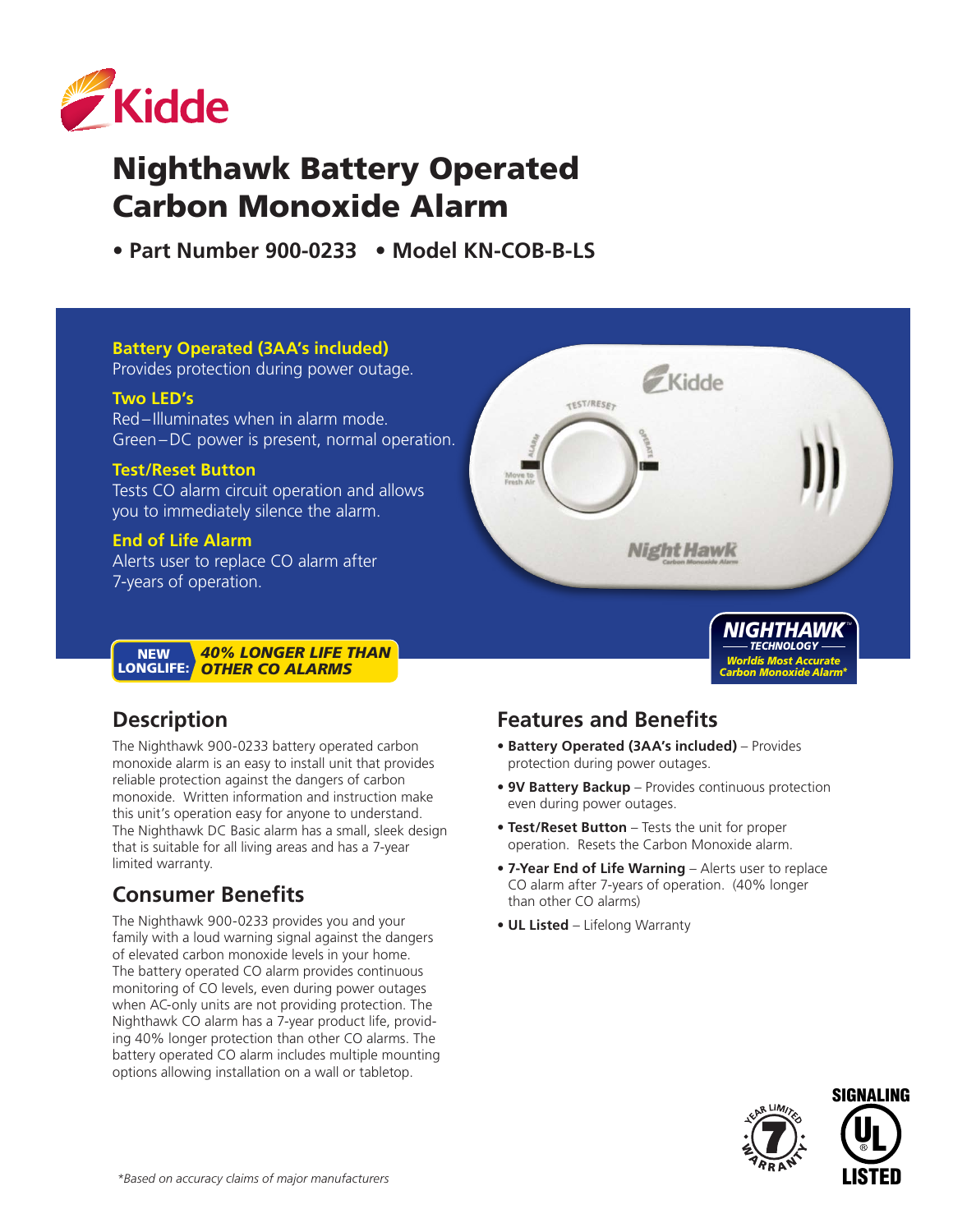# Nighthawk Battery Operated Carbon Monoxide Alarm

**• Part Number 900-0233 • Model KN-COB-B-LS**

**Battery Operated (3AA's included)**
Provides protection during power outage.

**Two LED's**
Red – Illuminates when in alarm mode.
Green – DC power is present, normal operation.

**Test/Reset Button**
Tests CO alarm circuit operation and allows you to immediately silence the alarm.

**End of Life Alarm**
Alerts user to replace CO alarm after 7-years of operation.

**NEW LONGLIFE:** *40% LONGER LIFE THAN OTHER CO ALARMS*

**NIGHTHAWK™ TECHNOLOGY**
*Worlds Most Accurate Carbon Monoxide Alarm**

## Description

The Nighthawk 900-0233 battery operated carbon monoxide alarm is an easy to install unit that provides reliable protection against the dangers of carbon monoxide. Written information and instruction make this unit's operation easy for anyone to understand. The Nighthawk DC Basic alarm has a small, sleek design that is suitable for all living areas and has a 7-year limited warranty.

## Consumer Benefits

The Nighthawk 900-0233 provides you and your family with a loud warning signal against the dangers of elevated carbon monoxide levels in your home. The battery operated CO alarm provides continuous monitoring of CO levels, even during power outages when AC-only units are not providing protection. The Nighthawk CO alarm has a 7-year product life, providing 40% longer protection than other CO alarms. The battery operated CO alarm includes multiple mounting options allowing installation on a wall or tabletop.

## Features and Benefits

- **Battery Operated (3AA's included)** – Provides protection during power outages.
- **9V Battery Backup** – Provides continuous protection even during power outages.
- **Test/Reset Button** – Tests the unit for proper operation. Resets the Carbon Monoxide alarm.
- **7-Year End of Life Warning** – Alerts user to replace CO alarm after 7-years of operation. (40% longer than other CO alarms)
- **UL Listed** – Lifelong Warranty

7 YEAR LIMITED WARRANTY

SIGNALING UL LISTED

*\*Based on accuracy claims of major manufacturers*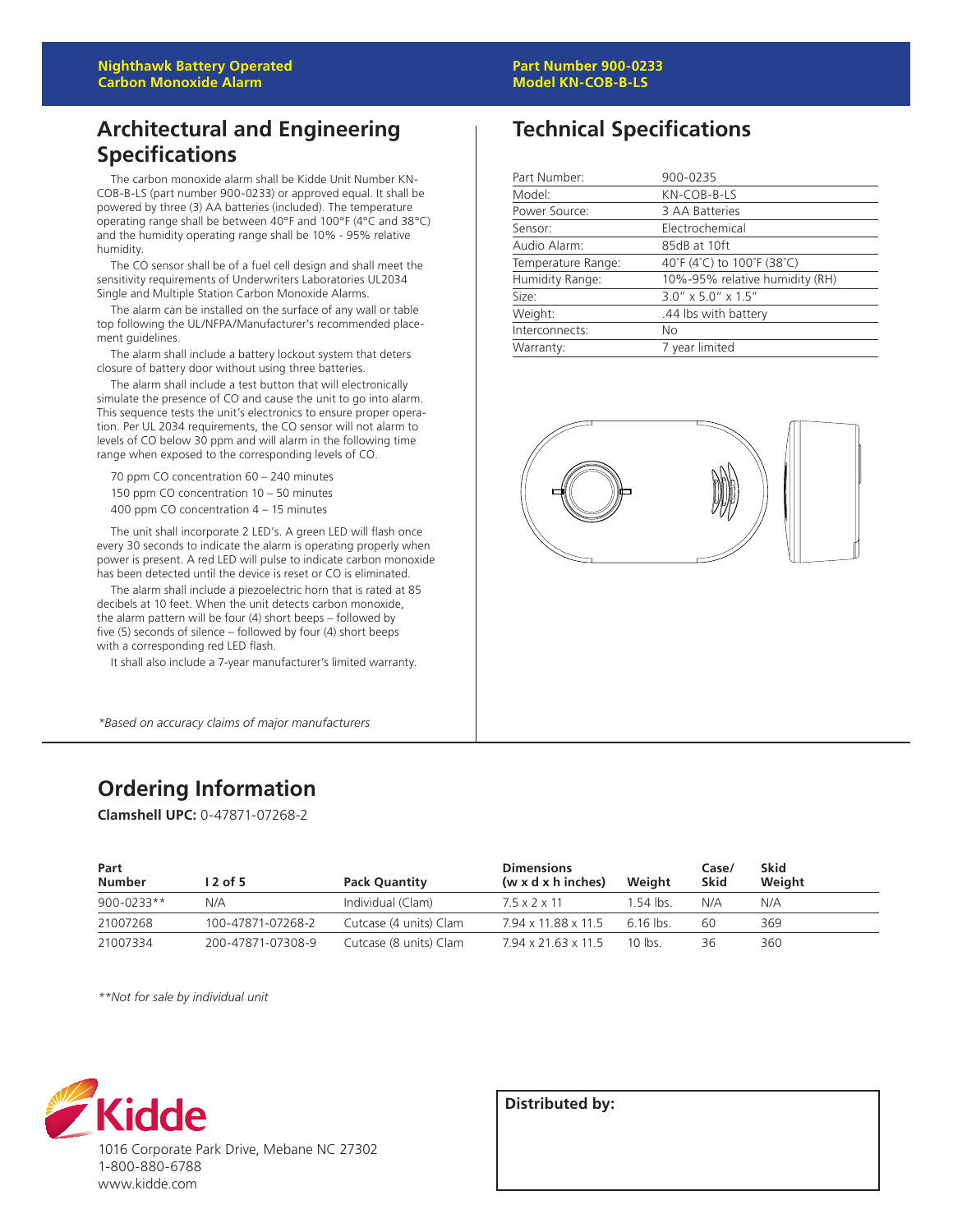**Nighthawk Battery Operated Carbon Monoxide Alarm**

**Part Number 900-0233**
**Model KN-COB-B-LS**

## Architectural and Engineering Specifications

The carbon monoxide alarm shall be Kidde Unit Number KN-COB-B-LS (part number 900-0233) or approved equal. It shall be powered by three (3) AA batteries (included). The temperature operating range shall be between 40°F and 100°F (4°C and 38°C) and the humidity operating range shall be 10% - 95% relative humidity.

The CO sensor shall be of a fuel cell design and shall meet the sensitivity requirements of Underwriters Laboratories UL2034 Single and Multiple Station Carbon Monoxide Alarms.

The alarm can be installed on the surface of any wall or table top following the UL/NFPA/Manufacturer's recommended placement guidelines.

The alarm shall include a battery lockout system that deters closure of battery door without using three batteries.

The alarm shall include a test button that will electronically simulate the presence of CO and cause the unit to go into alarm. This sequence tests the unit's electronics to ensure proper operation. Per UL 2034 requirements, the CO sensor will not alarm to levels of CO below 30 ppm and will alarm in the following time range when exposed to the corresponding levels of CO.

70 ppm CO concentration 60 – 240 minutes
150 ppm CO concentration 10 – 50 minutes
400 ppm CO concentration 4 – 15 minutes

The unit shall incorporate 2 LED's. A green LED will flash once every 30 seconds to indicate the alarm is operating properly when power is present. A red LED will pulse to indicate carbon monoxide has been detected until the device is reset or CO is eliminated.

The alarm shall include a piezoelectric horn that is rated at 85 decibels at 10 feet. When the unit detects carbon monoxide, the alarm pattern will be four (4) short beeps – followed by five (5) seconds of silence – followed by four (4) short beeps with a corresponding red LED flash.

It shall also include a 7-year manufacturer's limited warranty.

*\*Based on accuracy claims of major manufacturers*

## Technical Specifications

| | |
|---|---|
| Part Number: | 900-0235 |
| Model: | KN-COB-B-LS |
| Power Source: | 3 AA Batteries |
| Sensor: | Electrochemical |
| Audio Alarm: | 85dB at 10ft |
| Temperature Range: | 40˚F (4˚C) to 100˚F (38˚C) |
| Humidity Range: | 10%-95% relative humidity (RH) |
| Size: | 3.0" x 5.0" x 1.5" |
| Weight: | .44 lbs with battery |
| Interconnects: | No |
| Warranty: | 7 year limited |

## Ordering Information

**Clamshell UPC:** 0-47871-07268-2

| Part Number | I 2 of 5 | Pack Quantity | Dimensions (w x d x h inches) | Weight | Case/ Skid | Skid Weight |
|---|---|---|---|---|---|---|
| 900-0233** | N/A | Individual (Clam) | 7.5 x 2 x 11 | 1.54 lbs. | N/A | N/A |
| 21007268 | 100-47871-07268-2 | Cutcase (4 units) Clam | 7.94 x 11.88 x 11.5 | 6.16 lbs. | 60 | 369 |
| 21007334 | 200-47871-07308-9 | Cutcase (8 units) Clam | 7.94 x 21.63 x 11.5 | 10 lbs. | 36 | 360 |

*\*\*Not for sale by individual unit*

Kidde
1016 Corporate Park Drive, Mebane NC 27302
1-800-880-6788
www.kidde.com

**Distributed by:**